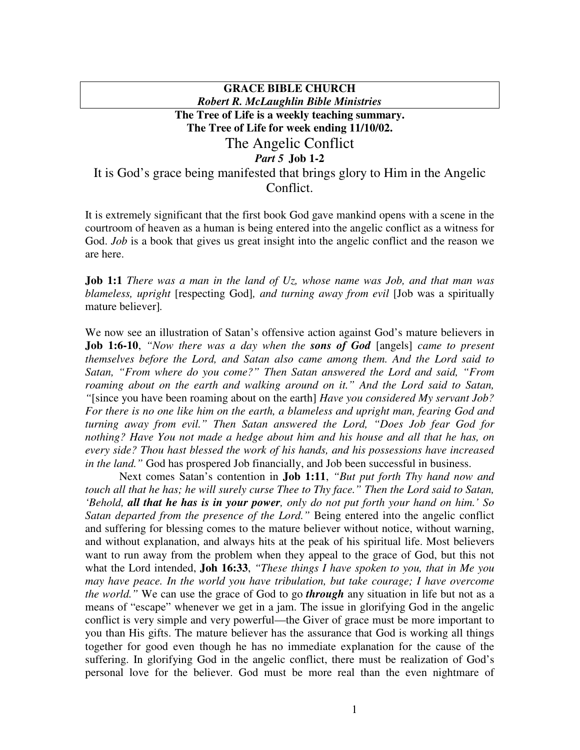**GRACE BIBLE CHURCH**
***Robert R. McLaughlin Bible Ministries***

**The Tree of Life is a weekly teaching summary.**
**The Tree of Life for week ending 11/10/02.**

# The Angelic Conflict

## *Part 5* Job 1-2

## It is God's grace being manifested that brings glory to Him in the Angelic Conflict.

It is extremely significant that the first book God gave mankind opens with a scene in the courtroom of heaven as a human is being entered into the angelic conflict as a witness for God. *Job* is a book that gives us great insight into the angelic conflict and the reason we are here.

**Job 1:1** *There was a man in the land of Uz, whose name was Job, and that man was blameless, upright* [respecting God]*, and turning away from evil* [Job was a spiritually mature believer].

We now see an illustration of Satan's offensive action against God's mature believers in **Job 1:6-10**, *"Now there was a day when the* ***sons of God*** [angels] *came to present themselves before the Lord, and Satan also came among them. And the Lord said to Satan, "From where do you come?" Then Satan answered the Lord and said, "From roaming about on the earth and walking around on it." And the Lord said to Satan, "*[since you have been roaming about on the earth] *Have you considered My servant Job? For there is no one like him on the earth, a blameless and upright man, fearing God and turning away from evil." Then Satan answered the Lord, "Does Job fear God for nothing? Have You not made a hedge about him and his house and all that he has, on every side? Thou hast blessed the work of his hands, and his possessions have increased in the land."* God has prospered Job financially, and Job been successful in business.

Next comes Satan's contention in **Job 1:11**, *"But put forth Thy hand now and touch all that he has; he will surely curse Thee to Thy face." Then the Lord said to Satan, 'Behold,* ***all that he has is in your power****, only do not put forth your hand on him.' So Satan departed from the presence of the Lord."* Being entered into the angelic conflict and suffering for blessing comes to the mature believer without notice, without warning, and without explanation, and always hits at the peak of his spiritual life. Most believers want to run away from the problem when they appeal to the grace of God, but this not what the Lord intended, **Joh 16:33**, *"These things I have spoken to you, that in Me you may have peace. In the world you have tribulation, but take courage; I have overcome the world."* We can use the grace of God to go ***through*** any situation in life but not as a means of "escape" whenever we get in a jam. The issue in glorifying God in the angelic conflict is very simple and very powerful—the Giver of grace must be more important to you than His gifts. The mature believer has the assurance that God is working all things together for good even though he has no immediate explanation for the cause of the suffering. In glorifying God in the angelic conflict, there must be realization of God's personal love for the believer. God must be more real than the even nightmare of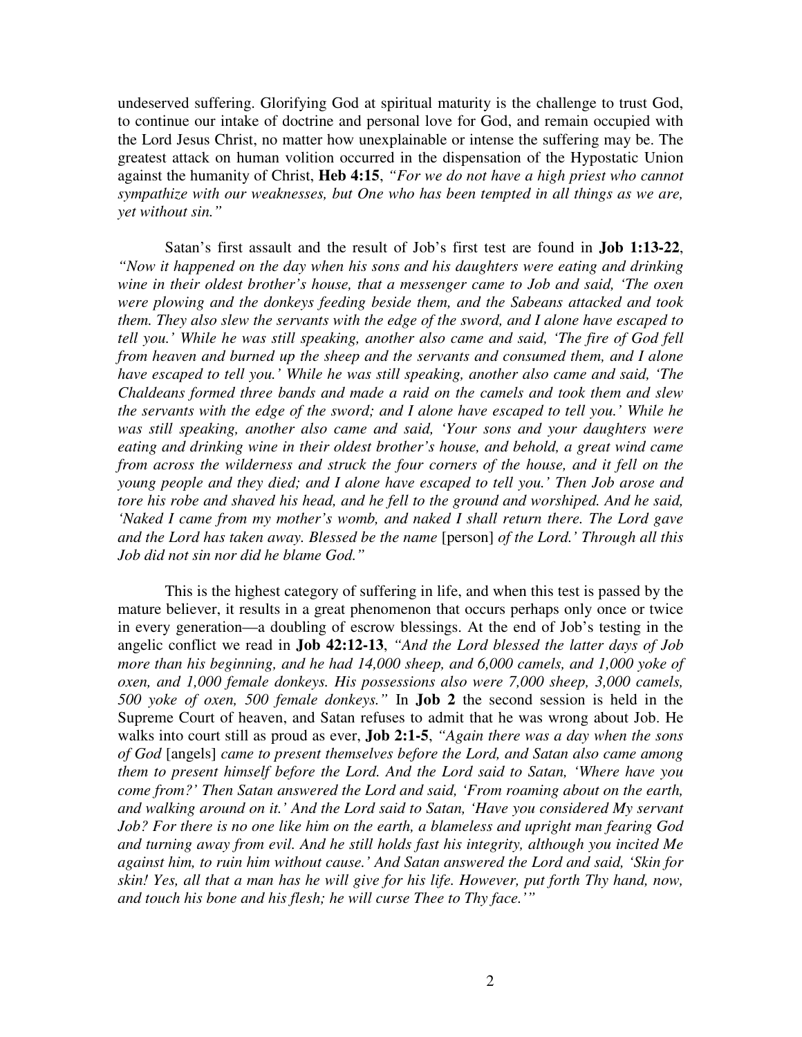undeserved suffering. Glorifying God at spiritual maturity is the challenge to trust God, to continue our intake of doctrine and personal love for God, and remain occupied with the Lord Jesus Christ, no matter how unexplainable or intense the suffering may be. The greatest attack on human volition occurred in the dispensation of the Hypostatic Union against the humanity of Christ, **Heb 4:15**, *"For we do not have a high priest who cannot sympathize with our weaknesses, but One who has been tempted in all things as we are, yet without sin."*

Satan's first assault and the result of Job's first test are found in **Job 1:13-22**, *"Now it happened on the day when his sons and his daughters were eating and drinking wine in their oldest brother's house, that a messenger came to Job and said, 'The oxen were plowing and the donkeys feeding beside them, and the Sabeans attacked and took them. They also slew the servants with the edge of the sword, and I alone have escaped to tell you.' While he was still speaking, another also came and said, 'The fire of God fell from heaven and burned up the sheep and the servants and consumed them, and I alone have escaped to tell you.' While he was still speaking, another also came and said, 'The Chaldeans formed three bands and made a raid on the camels and took them and slew the servants with the edge of the sword; and I alone have escaped to tell you.' While he was still speaking, another also came and said, 'Your sons and your daughters were eating and drinking wine in their oldest brother's house, and behold, a great wind came from across the wilderness and struck the four corners of the house, and it fell on the young people and they died; and I alone have escaped to tell you.' Then Job arose and tore his robe and shaved his head, and he fell to the ground and worshiped. And he said, 'Naked I came from my mother's womb, and naked I shall return there. The Lord gave and the Lord has taken away. Blessed be the name* [person] *of the Lord.' Through all this Job did not sin nor did he blame God."*

This is the highest category of suffering in life, and when this test is passed by the mature believer, it results in a great phenomenon that occurs perhaps only once or twice in every generation—a doubling of escrow blessings. At the end of Job's testing in the angelic conflict we read in **Job 42:12-13**, *"And the Lord blessed the latter days of Job more than his beginning, and he had 14,000 sheep, and 6,000 camels, and 1,000 yoke of oxen, and 1,000 female donkeys. His possessions also were 7,000 sheep, 3,000 camels, 500 yoke of oxen, 500 female donkeys."* In **Job 2** the second session is held in the Supreme Court of heaven, and Satan refuses to admit that he was wrong about Job. He walks into court still as proud as ever, **Job 2:1-5**, *"Again there was a day when the sons of God* [angels] *came to present themselves before the Lord, and Satan also came among them to present himself before the Lord. And the Lord said to Satan, 'Where have you come from?' Then Satan answered the Lord and said, 'From roaming about on the earth, and walking around on it.' And the Lord said to Satan, 'Have you considered My servant Job? For there is no one like him on the earth, a blameless and upright man fearing God and turning away from evil. And he still holds fast his integrity, although you incited Me against him, to ruin him without cause.' And Satan answered the Lord and said, 'Skin for skin! Yes, all that a man has he will give for his life. However, put forth Thy hand, now, and touch his bone and his flesh; he will curse Thee to Thy face.'"*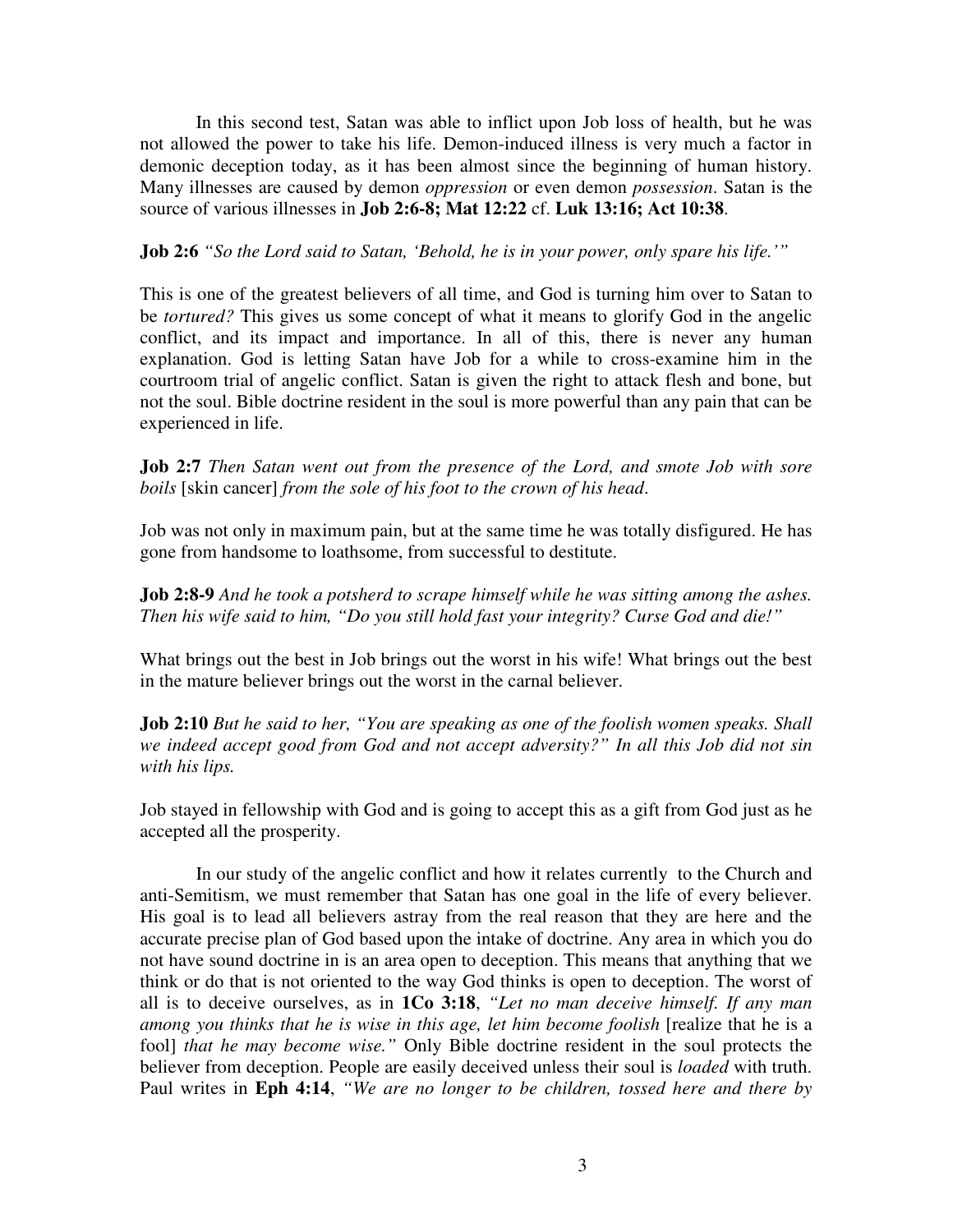In this second test, Satan was able to inflict upon Job loss of health, but he was not allowed the power to take his life. Demon-induced illness is very much a factor in demonic deception today, as it has been almost since the beginning of human history. Many illnesses are caused by demon *oppression* or even demon *possession*. Satan is the source of various illnesses in **Job 2:6-8; Mat 12:22** cf. **Luk 13:16; Act 10:38**.

**Job 2:6** *"So the Lord said to Satan, 'Behold, he is in your power, only spare his life.'"*

This is one of the greatest believers of all time, and God is turning him over to Satan to be *tortured?* This gives us some concept of what it means to glorify God in the angelic conflict, and its impact and importance. In all of this, there is never any human explanation. God is letting Satan have Job for a while to cross-examine him in the courtroom trial of angelic conflict. Satan is given the right to attack flesh and bone, but not the soul. Bible doctrine resident in the soul is more powerful than any pain that can be experienced in life.

**Job 2:7** *Then Satan went out from the presence of the Lord, and smote Job with sore boils* [skin cancer] *from the sole of his foot to the crown of his head*.

Job was not only in maximum pain, but at the same time he was totally disfigured. He has gone from handsome to loathsome, from successful to destitute.

**Job 2:8-9** *And he took a potsherd to scrape himself while he was sitting among the ashes. Then his wife said to him, "Do you still hold fast your integrity? Curse God and die!"*

What brings out the best in Job brings out the worst in his wife! What brings out the best in the mature believer brings out the worst in the carnal believer.

**Job 2:10** *But he said to her, "You are speaking as one of the foolish women speaks. Shall we indeed accept good from God and not accept adversity?" In all this Job did not sin with his lips.*

Job stayed in fellowship with God and is going to accept this as a gift from God just as he accepted all the prosperity.

In our study of the angelic conflict and how it relates currently to the Church and anti-Semitism, we must remember that Satan has one goal in the life of every believer. His goal is to lead all believers astray from the real reason that they are here and the accurate precise plan of God based upon the intake of doctrine. Any area in which you do not have sound doctrine in is an area open to deception. This means that anything that we think or do that is not oriented to the way God thinks is open to deception. The worst of all is to deceive ourselves, as in **1Co 3:18**, *"Let no man deceive himself. If any man among you thinks that he is wise in this age, let him become foolish* [realize that he is a fool] *that he may become wise."* Only Bible doctrine resident in the soul protects the believer from deception. People are easily deceived unless their soul is *loaded* with truth. Paul writes in **Eph 4:14**, *"We are no longer to be children, tossed here and there by*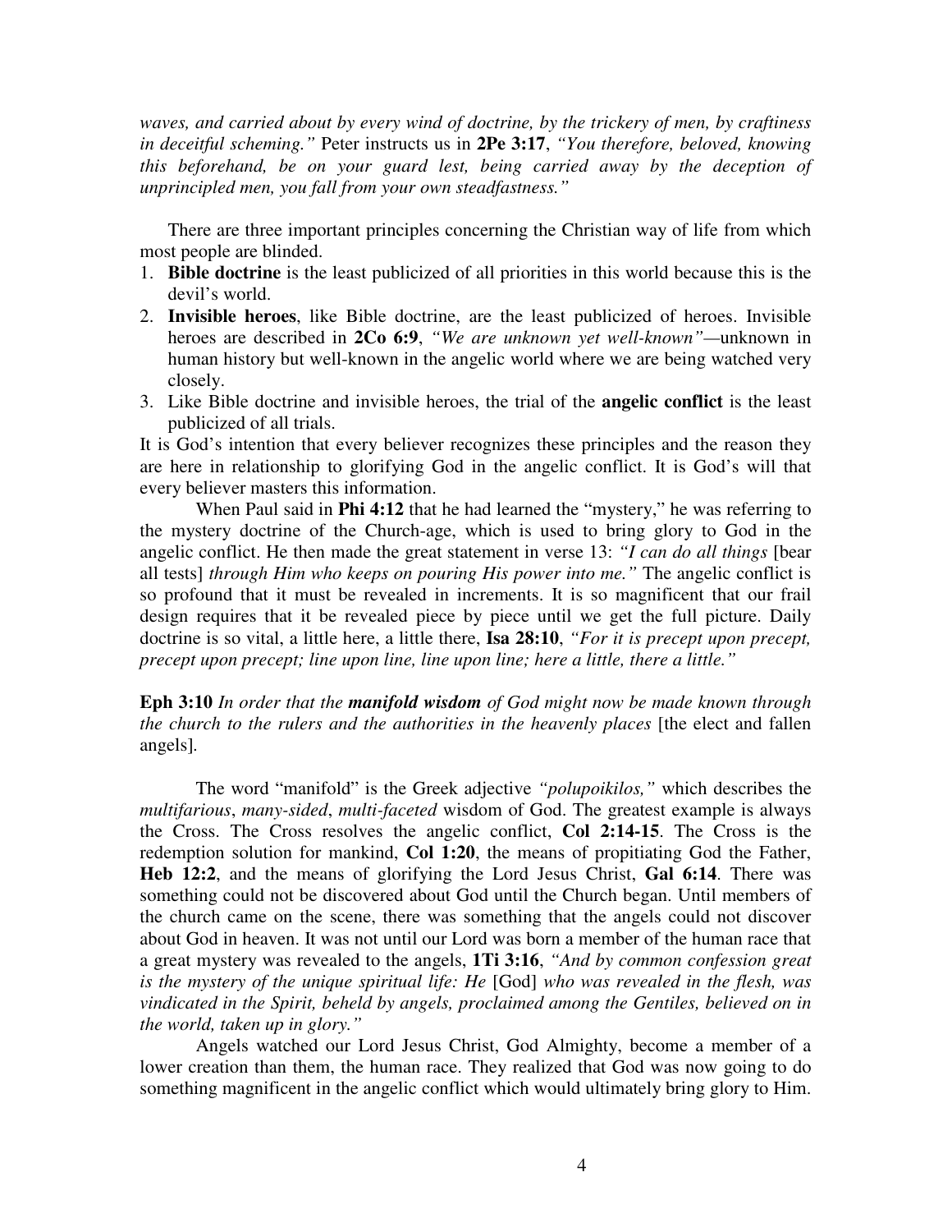*waves, and carried about by every wind of doctrine, by the trickery of men, by craftiness in deceitful scheming."* Peter instructs us in **2Pe 3:17**, *"You therefore, beloved, knowing this beforehand, be on your guard lest, being carried away by the deception of unprincipled men, you fall from your own steadfastness."*

There are three important principles concerning the Christian way of life from which most people are blinded.

1. **Bible doctrine** is the least publicized of all priorities in this world because this is the devil's world.
2. **Invisible heroes**, like Bible doctrine, are the least publicized of heroes. Invisible heroes are described in **2Co 6:9**, *"We are unknown yet well-known"*—unknown in human history but well-known in the angelic world where we are being watched very closely.
3. Like Bible doctrine and invisible heroes, the trial of the **angelic conflict** is the least publicized of all trials.

It is God's intention that every believer recognizes these principles and the reason they are here in relationship to glorifying God in the angelic conflict. It is God's will that every believer masters this information.

When Paul said in **Phi 4:12** that he had learned the "mystery," he was referring to the mystery doctrine of the Church-age, which is used to bring glory to God in the angelic conflict. He then made the great statement in verse 13: *"I can do all things* [bear all tests] *through Him who keeps on pouring His power into me."* The angelic conflict is so profound that it must be revealed in increments. It is so magnificent that our frail design requires that it be revealed piece by piece until we get the full picture. Daily doctrine is so vital, a little here, a little there, **Isa 28:10**, *"For it is precept upon precept, precept upon precept; line upon line, line upon line; here a little, there a little."*

**Eph 3:10** *In order that the **manifold wisdom** of God might now be made known through the church to the rulers and the authorities in the heavenly places* [the elect and fallen angels].

The word "manifold" is the Greek adjective *"polupoikilos,"* which describes the *multifarious*, *many-sided*, *multi-faceted* wisdom of God. The greatest example is always the Cross. The Cross resolves the angelic conflict, **Col 2:14-15**. The Cross is the redemption solution for mankind, **Col 1:20**, the means of propitiating God the Father, **Heb 12:2**, and the means of glorifying the Lord Jesus Christ, **Gal 6:14**. There was something could not be discovered about God until the Church began. Until members of the church came on the scene, there was something that the angels could not discover about God in heaven. It was not until our Lord was born a member of the human race that a great mystery was revealed to the angels, **1Ti 3:16**, *"And by common confession great is the mystery of the unique spiritual life: He* [God] *who was revealed in the flesh, was vindicated in the Spirit, beheld by angels, proclaimed among the Gentiles, believed on in the world, taken up in glory."*

Angels watched our Lord Jesus Christ, God Almighty, become a member of a lower creation than them, the human race. They realized that God was now going to do something magnificent in the angelic conflict which would ultimately bring glory to Him.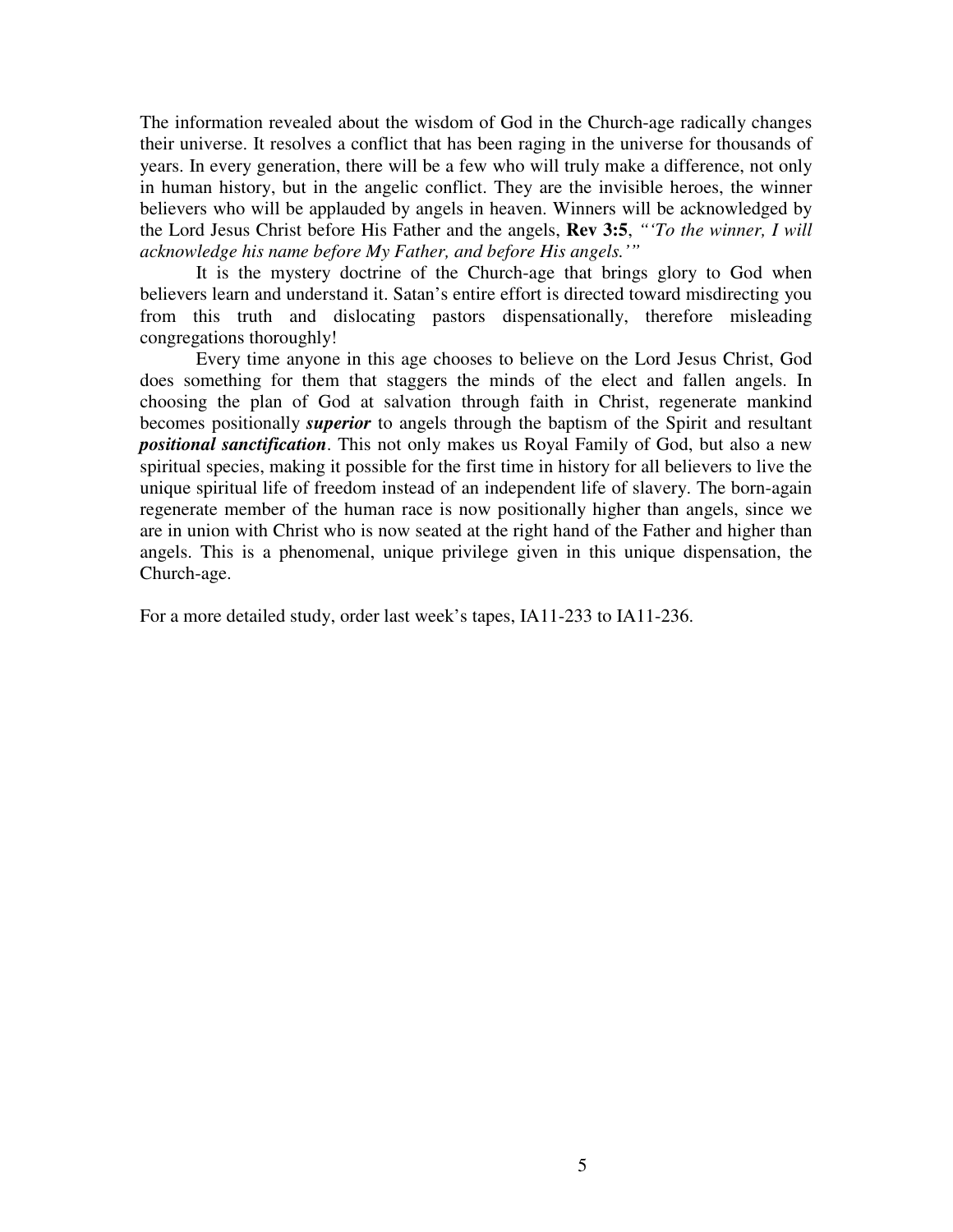The information revealed about the wisdom of God in the Church-age radically changes their universe. It resolves a conflict that has been raging in the universe for thousands of years. In every generation, there will be a few who will truly make a difference, not only in human history, but in the angelic conflict. They are the invisible heroes, the winner believers who will be applauded by angels in heaven. Winners will be acknowledged by the Lord Jesus Christ before His Father and the angels, **Rev 3:5**, *"'To the winner, I will acknowledge his name before My Father, and before His angels.'"*

It is the mystery doctrine of the Church-age that brings glory to God when believers learn and understand it. Satan's entire effort is directed toward misdirecting you from this truth and dislocating pastors dispensationally, therefore misleading congregations thoroughly!

Every time anyone in this age chooses to believe on the Lord Jesus Christ, God does something for them that staggers the minds of the elect and fallen angels. In choosing the plan of God at salvation through faith in Christ, regenerate mankind becomes positionally ***superior*** to angels through the baptism of the Spirit and resultant ***positional sanctification***. This not only makes us Royal Family of God, but also a new spiritual species, making it possible for the first time in history for all believers to live the unique spiritual life of freedom instead of an independent life of slavery. The born-again regenerate member of the human race is now positionally higher than angels, since we are in union with Christ who is now seated at the right hand of the Father and higher than angels. This is a phenomenal, unique privilege given in this unique dispensation, the Church-age.

For a more detailed study, order last week's tapes, IA11-233 to IA11-236.